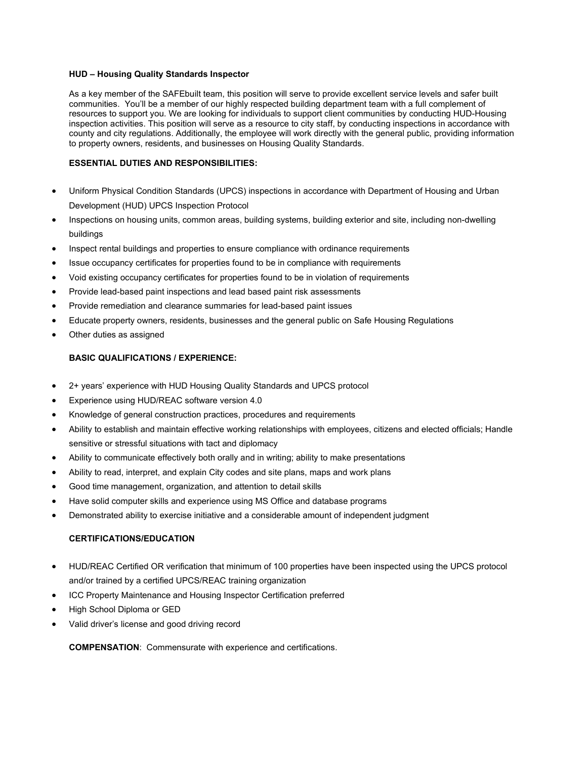**HUD – Housing Quality Standards Inspector**

As a key member of the SAFEbuilt team, this position will serve to provide excellent service levels and safer built communities. You'll be a member of our highly respected building department team with a full complement of resources to support you. We are looking for individuals to support client communities by conducting HUD-Housing inspection activities. This position will serve as a resource to city staff, by conducting inspections in accordance with county and city regulations. Additionally, the employee will work directly with the general public, providing information to property owners, residents, and businesses on Housing Quality Standards.

**ESSENTIAL DUTIES AND RESPONSIBILITIES:**

- Uniform Physical Condition Standards (UPCS) inspections in accordance with Department of Housing and Urban Development (HUD) UPCS Inspection Protocol
- Inspections on housing units, common areas, building systems, building exterior and site, including non-dwelling buildings
- Inspect rental buildings and properties to ensure compliance with ordinance requirements
- Issue occupancy certificates for properties found to be in compliance with requirements
- Void existing occupancy certificates for properties found to be in violation of requirements
- Provide lead-based paint inspections and lead based paint risk assessments
- Provide remediation and clearance summaries for lead-based paint issues
- Educate property owners, residents, businesses and the general public on Safe Housing Regulations
- Other duties as assigned

**BASIC QUALIFICATIONS / EXPERIENCE:**

- 2+ years' experience with HUD Housing Quality Standards and UPCS protocol
- Experience using HUD/REAC software version 4.0
- Knowledge of general construction practices, procedures and requirements
- Ability to establish and maintain effective working relationships with employees, citizens and elected officials; Handle sensitive or stressful situations with tact and diplomacy
- Ability to communicate effectively both orally and in writing; ability to make presentations
- Ability to read, interpret, and explain City codes and site plans, maps and work plans
- Good time management, organization, and attention to detail skills
- Have solid computer skills and experience using MS Office and database programs
- Demonstrated ability to exercise initiative and a considerable amount of independent judgment

**CERTIFICATIONS/EDUCATION**

- HUD/REAC Certified OR verification that minimum of 100 properties have been inspected using the UPCS protocol and/or trained by a certified UPCS/REAC training organization
- ICC Property Maintenance and Housing Inspector Certification preferred
- High School Diploma or GED
- Valid driver's license and good driving record

**COMPENSATION**: Commensurate with experience and certifications.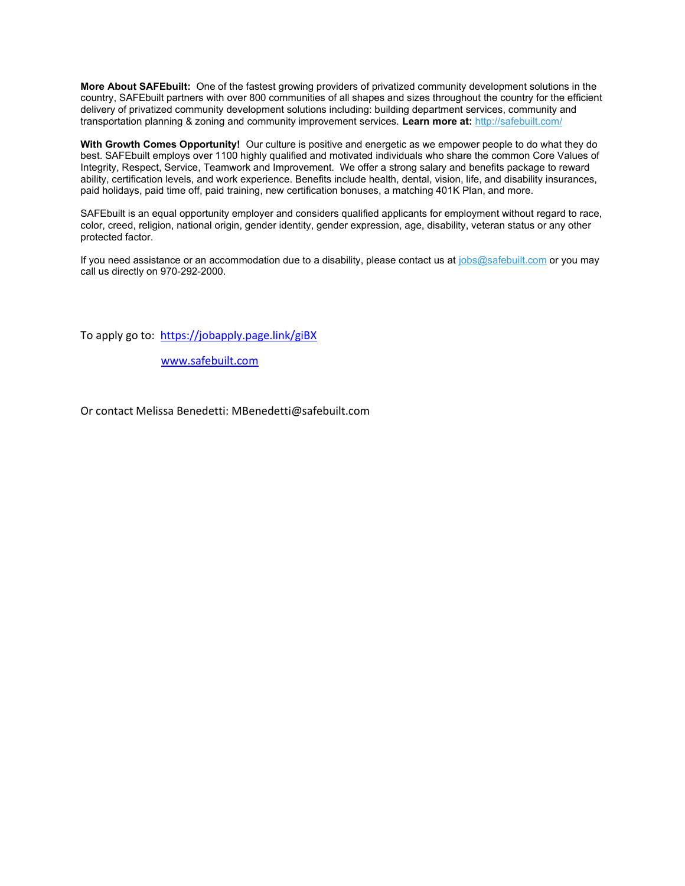**More About SAFEbuilt:** One of the fastest growing providers of privatized community development solutions in the country, SAFEbuilt partners with over 800 communities of all shapes and sizes throughout the country for the efficient delivery of privatized community development solutions including: building department services, community and transportation planning & zoning and community improvement services. **Learn more at:** http://safebuilt.com/

**With Growth Comes Opportunity!** Our culture is positive and energetic as we empower people to do what they do best. SAFEbuilt employs over 1100 highly qualified and motivated individuals who share the common Core Values of Integrity, Respect, Service, Teamwork and Improvement. We offer a strong salary and benefits package to reward ability, certification levels, and work experience. Benefits include health, dental, vision, life, and disability insurances, paid holidays, paid time off, paid training, new certification bonuses, a matching 401K Plan, and more.

SAFEbuilt is an equal opportunity employer and considers qualified applicants for employment without regard to race, color, creed, religion, national origin, gender identity, gender expression, age, disability, veteran status or any other protected factor.

If you need assistance or an accommodation due to a disability, please contact us at jobs@safebuilt.com or you may call us directly on 970-292-2000.

To apply go to: https://jobapply.page.link/giBX

www.safebuilt.com

Or contact Melissa Benedetti: MBenedetti@safebuilt.com